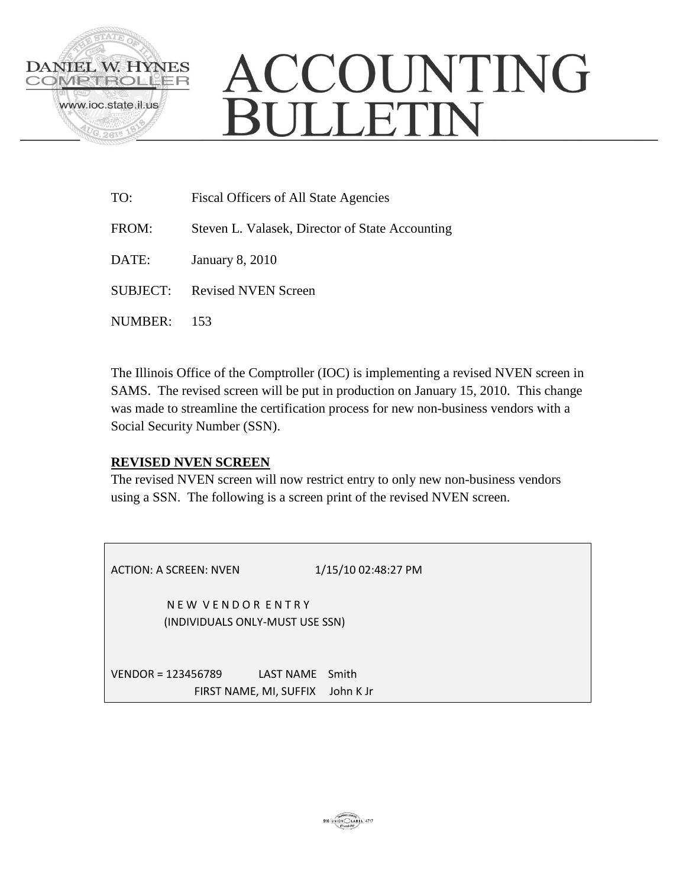DANIEL W. HYNES
COMPTROLLER
www.ioc.state.il.us

# ACCOUNTING BULLETIN

TO: Fiscal Officers of All State Agencies

FROM: Steven L. Valasek, Director of State Accounting

DATE: January 8, 2010

SUBJECT: Revised NVEN Screen

NUMBER: 153

The Illinois Office of the Comptroller (IOC) is implementing a revised NVEN screen in SAMS. The revised screen will be put in production on January 15, 2010. This change was made to streamline the certification process for new non-business vendors with a Social Security Number (SSN).

## REVISED NVEN SCREEN

The revised NVEN screen will now restrict entry to only new non-business vendors using a SSN. The following is a screen print of the revised NVEN screen.

```
ACTION: A SCREEN: NVEN                    1/15/10 02:48:27 PM

            N E W  V E N D O R  E N T R Y
           (INDIVIDUALS ONLY-MUST USE SSN)


VENDOR = 123456789          LAST NAME    Smith
                 FIRST NAME, MI, SUFFIX    John K Jr
```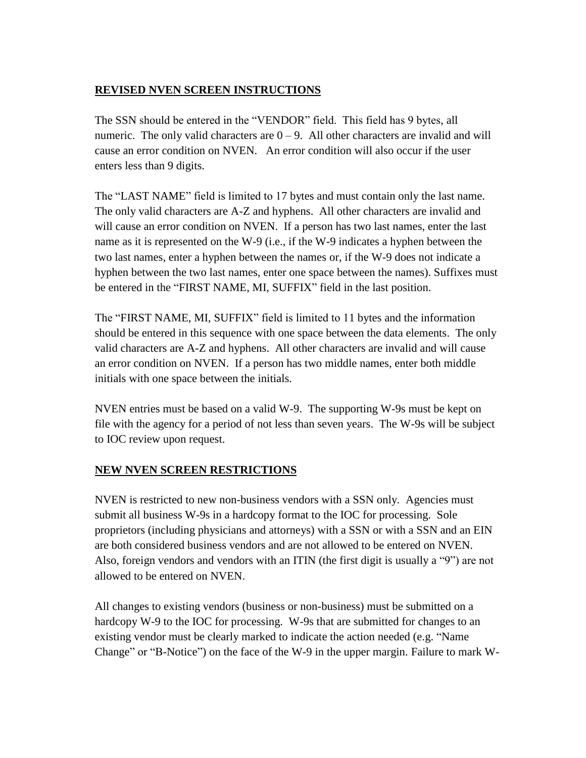## REVISED NVEN SCREEN INSTRUCTIONS

The SSN should be entered in the "VENDOR" field. This field has 9 bytes, all numeric. The only valid characters are 0 – 9. All other characters are invalid and will cause an error condition on NVEN. An error condition will also occur if the user enters less than 9 digits.

The "LAST NAME" field is limited to 17 bytes and must contain only the last name. The only valid characters are A-Z and hyphens. All other characters are invalid and will cause an error condition on NVEN. If a person has two last names, enter the last name as it is represented on the W-9 (i.e., if the W-9 indicates a hyphen between the two last names, enter a hyphen between the names or, if the W-9 does not indicate a hyphen between the two last names, enter one space between the names). Suffixes must be entered in the "FIRST NAME, MI, SUFFIX" field in the last position.

The "FIRST NAME, MI, SUFFIX" field is limited to 11 bytes and the information should be entered in this sequence with one space between the data elements. The only valid characters are A-Z and hyphens. All other characters are invalid and will cause an error condition on NVEN. If a person has two middle names, enter both middle initials with one space between the initials.

NVEN entries must be based on a valid W-9. The supporting W-9s must be kept on file with the agency for a period of not less than seven years. The W-9s will be subject to IOC review upon request.

## NEW NVEN SCREEN RESTRICTIONS

NVEN is restricted to new non-business vendors with a SSN only. Agencies must submit all business W-9s in a hardcopy format to the IOC for processing. Sole proprietors (including physicians and attorneys) with a SSN or with a SSN and an EIN are both considered business vendors and are not allowed to be entered on NVEN. Also, foreign vendors and vendors with an ITIN (the first digit is usually a "9") are not allowed to be entered on NVEN.

All changes to existing vendors (business or non-business) must be submitted on a hardcopy W-9 to the IOC for processing. W-9s that are submitted for changes to an existing vendor must be clearly marked to indicate the action needed (e.g. "Name Change" or "B-Notice") on the face of the W-9 in the upper margin. Failure to mark W-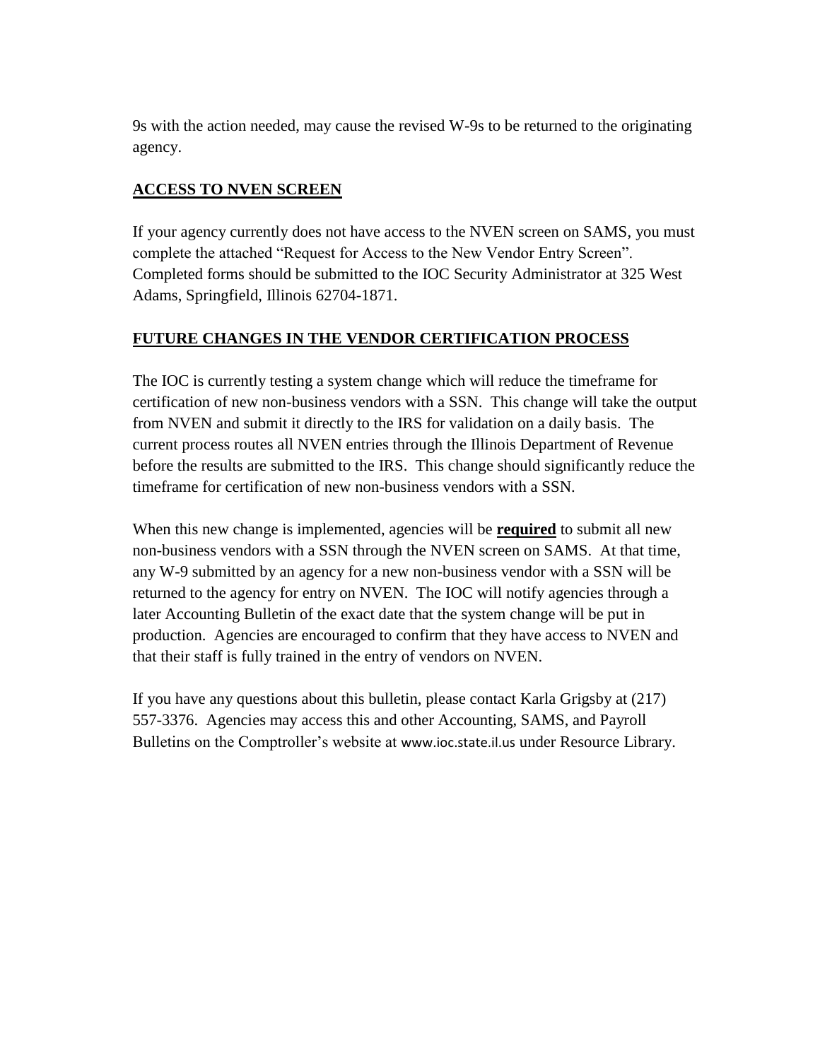9s with the action needed, may cause the revised W-9s to be returned to the originating agency.

## ACCESS TO NVEN SCREEN

If your agency currently does not have access to the NVEN screen on SAMS, you must complete the attached "Request for Access to the New Vendor Entry Screen". Completed forms should be submitted to the IOC Security Administrator at 325 West Adams, Springfield, Illinois 62704-1871.

## FUTURE CHANGES IN THE VENDOR CERTIFICATION PROCESS

The IOC is currently testing a system change which will reduce the timeframe for certification of new non-business vendors with a SSN. This change will take the output from NVEN and submit it directly to the IRS for validation on a daily basis. The current process routes all NVEN entries through the Illinois Department of Revenue before the results are submitted to the IRS. This change should significantly reduce the timeframe for certification of new non-business vendors with a SSN.

When this new change is implemented, agencies will be **required** to submit all new non-business vendors with a SSN through the NVEN screen on SAMS. At that time, any W-9 submitted by an agency for a new non-business vendor with a SSN will be returned to the agency for entry on NVEN. The IOC will notify agencies through a later Accounting Bulletin of the exact date that the system change will be put in production. Agencies are encouraged to confirm that they have access to NVEN and that their staff is fully trained in the entry of vendors on NVEN.

If you have any questions about this bulletin, please contact Karla Grigsby at (217) 557-3376. Agencies may access this and other Accounting, SAMS, and Payroll Bulletins on the Comptroller's website at www.ioc.state.il.us under Resource Library.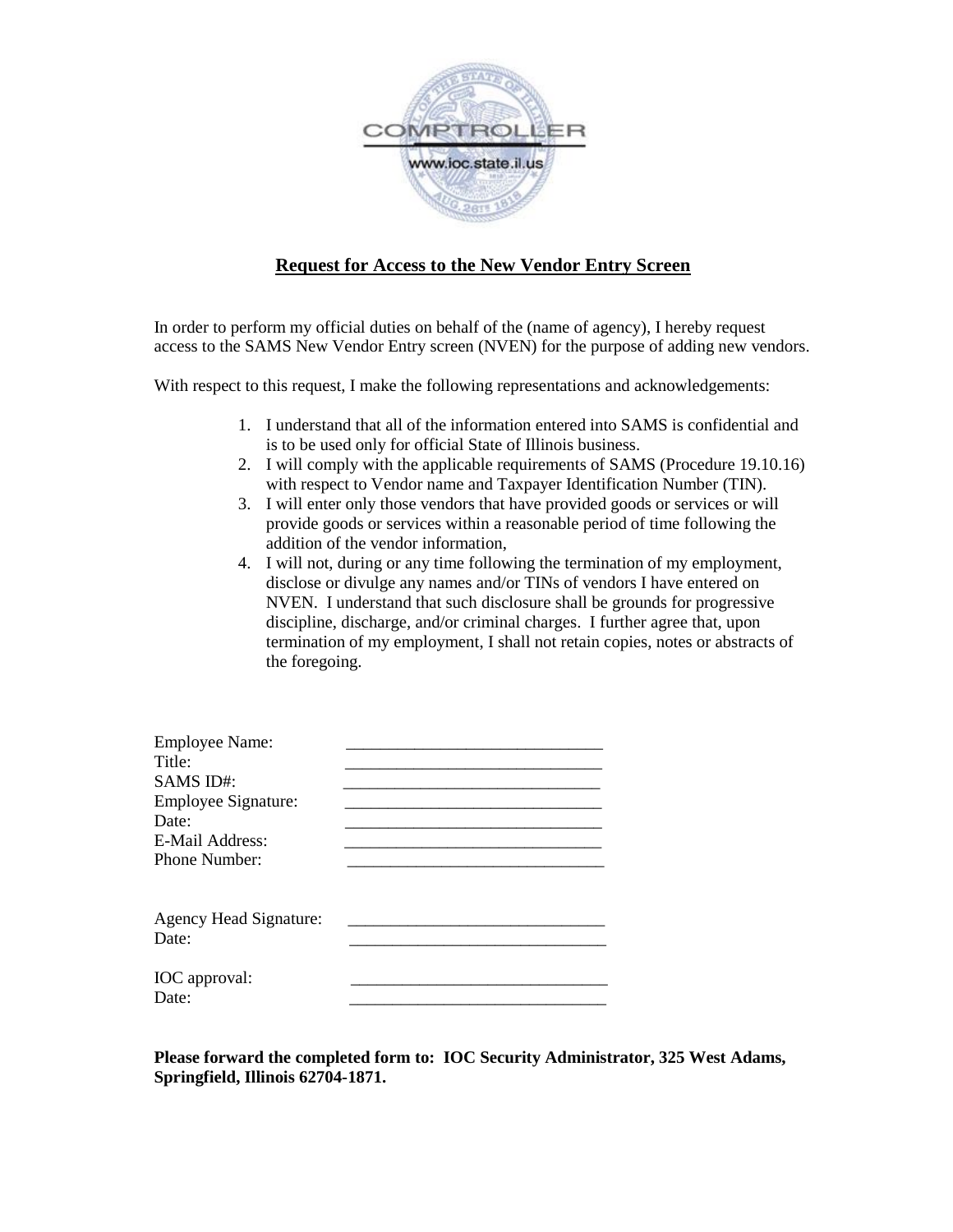COMPTROLLER

www.ioc.state.il.us

## Request for Access to the New Vendor Entry Screen

In order to perform my official duties on behalf of the (name of agency), I hereby request access to the SAMS New Vendor Entry screen (NVEN) for the purpose of adding new vendors.

With respect to this request, I make the following representations and acknowledgements:

1. I understand that all of the information entered into SAMS is confidential and is to be used only for official State of Illinois business.
2. I will comply with the applicable requirements of SAMS (Procedure 19.10.16) with respect to Vendor name and Taxpayer Identification Number (TIN).
3. I will enter only those vendors that have provided goods or services or will provide goods or services within a reasonable period of time following the addition of the vendor information,
4. I will not, during or any time following the termination of my employment, disclose or divulge any names and/or TINs of vendors I have entered on NVEN. I understand that such disclosure shall be grounds for progressive discipline, discharge, and/or criminal charges. I further agree that, upon termination of my employment, I shall not retain copies, notes or abstracts of the foregoing.

Employee Name: ______________________________
Title: ______________________________
SAMS ID#: ______________________________
Employee Signature: ______________________________
Date: ______________________________
E-Mail Address: ______________________________
Phone Number: ______________________________

Agency Head Signature: ______________________________
Date: ______________________________

IOC approval: ______________________________
Date: ______________________________

**Please forward the completed form to: IOC Security Administrator, 325 West Adams, Springfield, Illinois 62704-1871.**